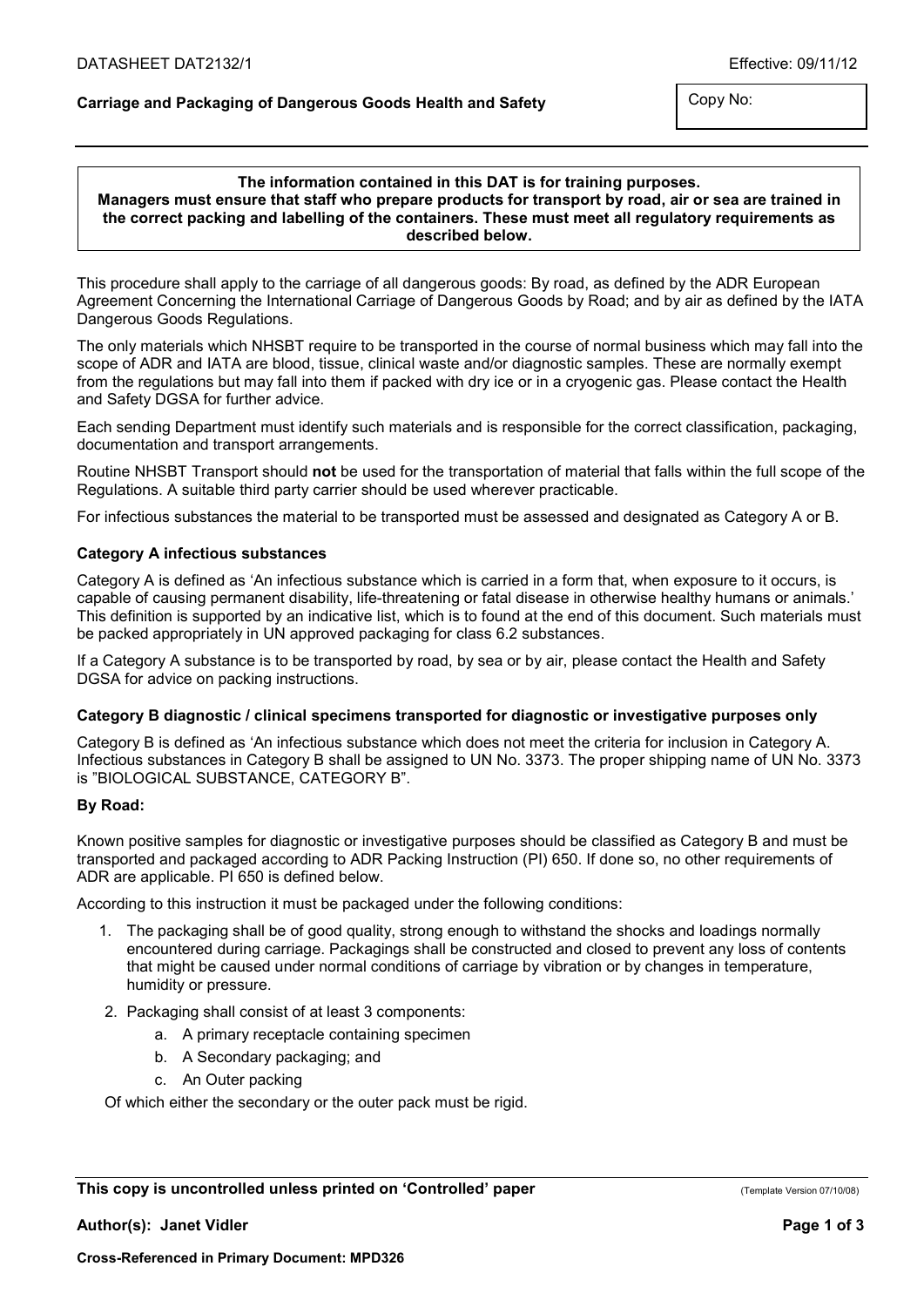**Carriage and Packaging of Dangerous Goods Health and Safety**

Copy No:

**The information contained in this DAT is for training purposes. Managers must ensure that staff who prepare products for transport by road, air or sea are trained in the correct packing and labelling of the containers. These must meet all regulatory requirements as described below.**

This procedure shall apply to the carriage of all dangerous goods: By road, as defined by the ADR European Agreement Concerning the International Carriage of Dangerous Goods by Road; and by air as defined by the IATA Dangerous Goods Regulations.

The only materials which NHSBT require to be transported in the course of normal business which may fall into the scope of ADR and IATA are blood, tissue, clinical waste and/or diagnostic samples. These are normally exempt from the regulations but may fall into them if packed with dry ice or in a cryogenic gas. Please contact the Health and Safety DGSA for further advice.

Each sending Department must identify such materials and is responsible for the correct classification, packaging, documentation and transport arrangements.

Routine NHSBT Transport should **not** be used for the transportation of material that falls within the full scope of the Regulations. A suitable third party carrier should be used wherever practicable.

For infectious substances the material to be transported must be assessed and designated as Category A or B.

### Category A infectious substances

Category A is defined as 'An infectious substance which is carried in a form that, when exposure to it occurs, is capable of causing permanent disability, life-threatening or fatal disease in otherwise healthy humans or animals.' This definition is supported by an indicative list, which is to found at the end of this document. Such materials must be packed appropriately in UN approved packaging for class 6.2 substances.

If a Category A substance is to be transported by road, by sea or by air, please contact the Health and Safety DGSA for advice on packing instructions.

### Category B diagnostic / clinical specimens transported for diagnostic or investigative purposes only

Category B is defined as 'An infectious substance which does not meet the criteria for inclusion in Category A. Infectious substances in Category B shall be assigned to UN No. 3373. The proper shipping name of UN No. 3373 is "BIOLOGICAL SUBSTANCE, CATEGORY B".

### By Road:

Known positive samples for diagnostic or investigative purposes should be classified as Category B and must be transported and packaged according to ADR Packing Instruction (PI) 650. If done so, no other requirements of ADR are applicable. PI 650 is defined below.

According to this instruction it must be packaged under the following conditions:

1. The packaging shall be of good quality, strong enough to withstand the shocks and loadings normally encountered during carriage. Packagings shall be constructed and closed to prevent any loss of contents that might be caused under normal conditions of carriage by vibration or by changes in temperature, humidity or pressure.
2. Packaging shall consist of at least 3 components:
   a. A primary receptacle containing specimen
   b. A Secondary packaging; and
   c. An Outer packing

   Of which either the secondary or the outer pack must be rigid.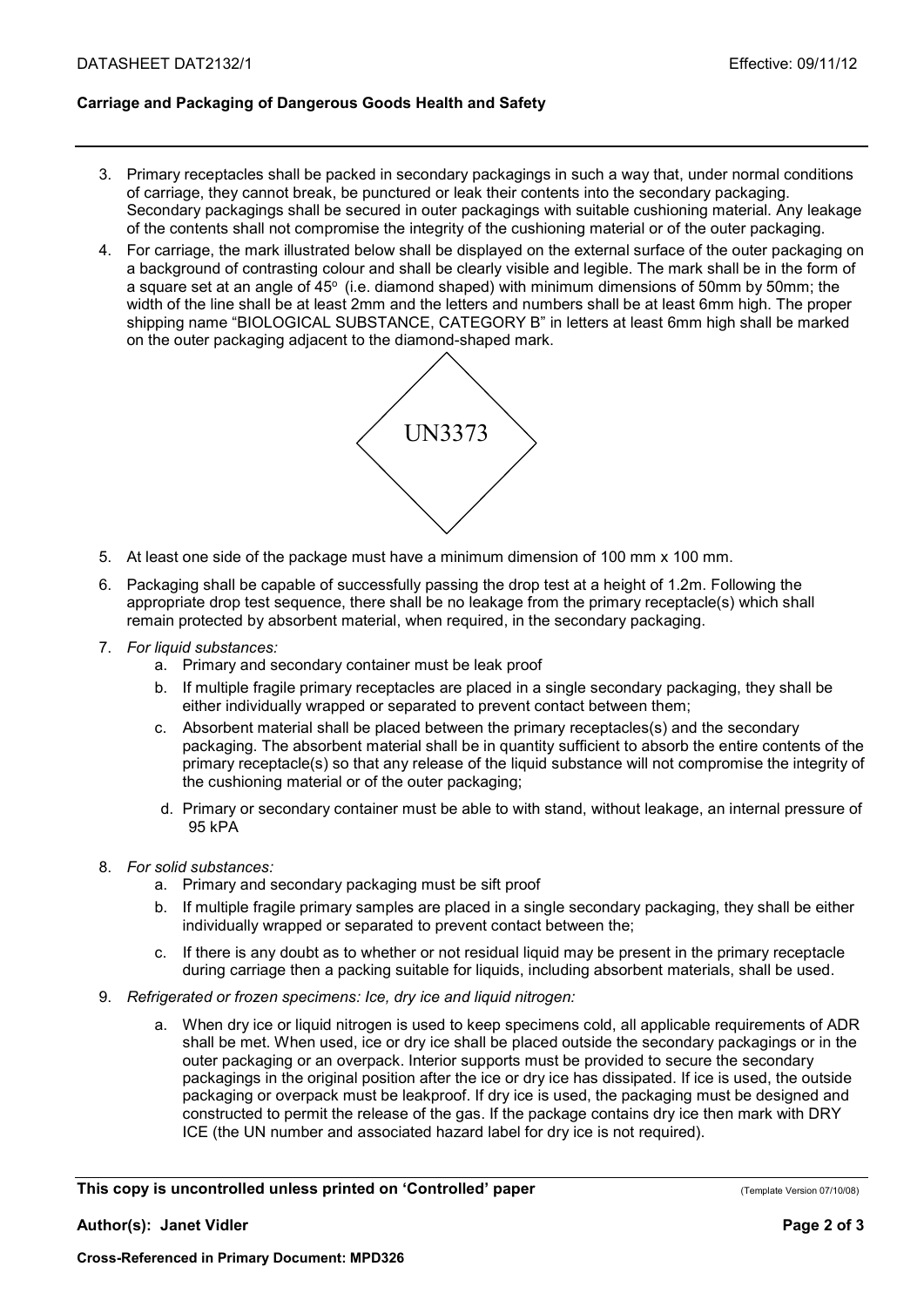3. Primary receptacles shall be packed in secondary packagings in such a way that, under normal conditions of carriage, they cannot break, be punctured or leak their contents into the secondary packaging. Secondary packagings shall be secured in outer packagings with suitable cushioning material. Any leakage of the contents shall not compromise the integrity of the cushioning material or of the outer packaging.
4. For carriage, the mark illustrated below shall be displayed on the external surface of the outer packaging on a background of contrasting colour and shall be clearly visible and legible. The mark shall be in the form of a square set at an angle of 45° (i.e. diamond shaped) with minimum dimensions of 50mm by 50mm; the width of the line shall be at least 2mm and the letters and numbers shall be at least 6mm high. The proper shipping name "BIOLOGICAL SUBSTANCE, CATEGORY B" in letters at least 6mm high shall be marked on the outer packaging adjacent to the diamond-shaped mark.

UN3373

5. At least one side of the package must have a minimum dimension of 100 mm x 100 mm.
6. Packaging shall be capable of successfully passing the drop test at a height of 1.2m. Following the appropriate drop test sequence, there shall be no leakage from the primary receptacle(s) which shall remain protected by absorbent material, when required, in the secondary packaging.
7. *For liquid substances:*
   a. Primary and secondary container must be leak proof
   b. If multiple fragile primary receptacles are placed in a single secondary packaging, they shall be either individually wrapped or separated to prevent contact between them;
   c. Absorbent material shall be placed between the primary receptacles(s) and the secondary packaging. The absorbent material shall be in quantity sufficient to absorb the entire contents of the primary receptacle(s) so that any release of the liquid substance will not compromise the integrity of the cushioning material or of the outer packaging;
   d. Primary or secondary container must be able to with stand, without leakage, an internal pressure of 95 kPA
8. *For solid substances:*
   a. Primary and secondary packaging must be sift proof
   b. If multiple fragile primary samples are placed in a single secondary packaging, they shall be either individually wrapped or separated to prevent contact between the;
   c. If there is any doubt as to whether or not residual liquid may be present in the primary receptacle during carriage then a packing suitable for liquids, including absorbent materials, shall be used.
9. *Refrigerated or frozen specimens: Ice, dry ice and liquid nitrogen:*
   a. When dry ice or liquid nitrogen is used to keep specimens cold, all applicable requirements of ADR shall be met. When used, ice or dry ice shall be placed outside the secondary packagings or in the outer packaging or an overpack. Interior supports must be provided to secure the secondary packagings in the original position after the ice or dry ice has dissipated. If ice is used, the outside packaging or overpack must be leakproof. If dry ice is used, the packaging must be designed and constructed to permit the release of the gas. If the package contains dry ice then mark with DRY ICE (the UN number and associated hazard label for dry ice is not required).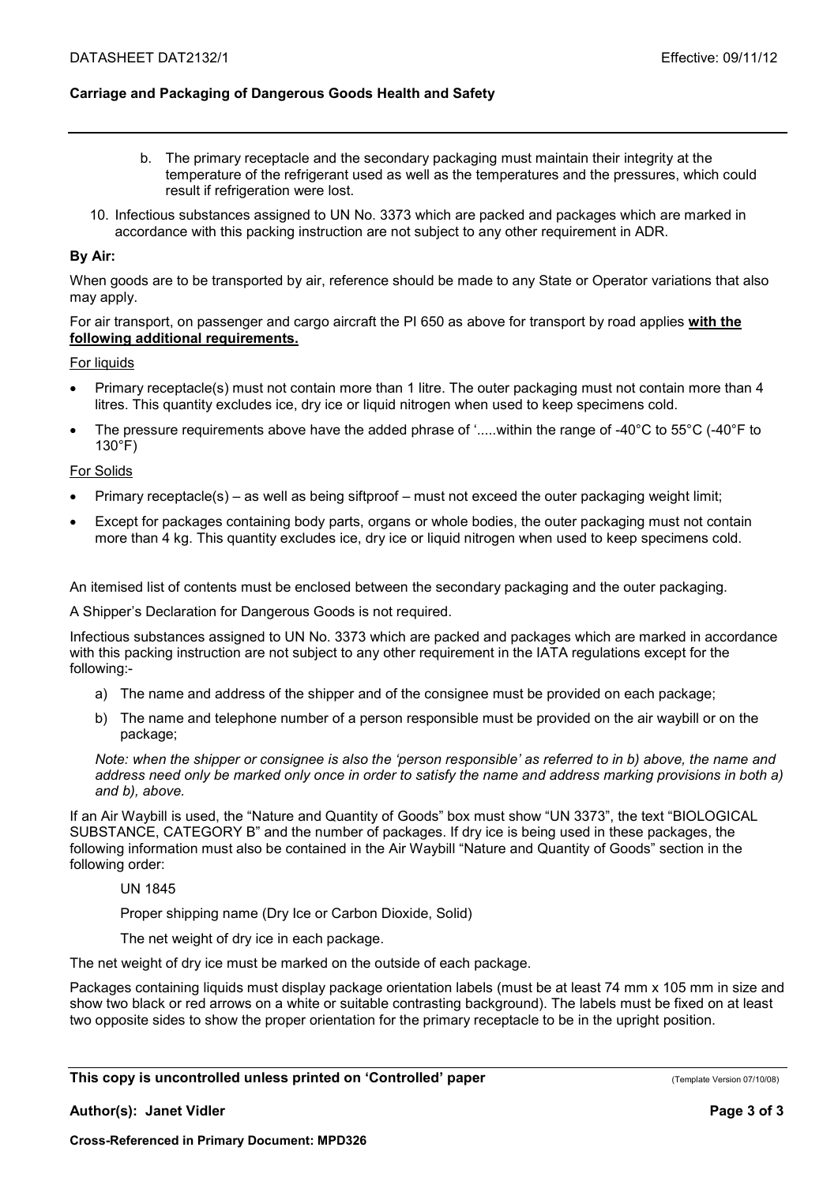b. The primary receptacle and the secondary packaging must maintain their integrity at the temperature of the refrigerant used as well as the temperatures and the pressures, which could result if refrigeration were lost.

10. Infectious substances assigned to UN No. 3373 which are packed and packages which are marked in accordance with this packing instruction are not subject to any other requirement in ADR.

**By Air:**

When goods are to be transported by air, reference should be made to any State or Operator variations that also may apply.

For air transport, on passenger and cargo aircraft the PI 650 as above for transport by road applies **with the following additional requirements.**

For liquids

- Primary receptacle(s) must not contain more than 1 litre. The outer packaging must not contain more than 4 litres. This quantity excludes ice, dry ice or liquid nitrogen when used to keep specimens cold.
- The pressure requirements above have the added phrase of '.....within the range of -40°C to 55°C (-40°F to 130°F)

For Solids

- Primary receptacle(s) – as well as being siftproof – must not exceed the outer packaging weight limit;
- Except for packages containing body parts, organs or whole bodies, the outer packaging must not contain more than 4 kg. This quantity excludes ice, dry ice or liquid nitrogen when used to keep specimens cold.

An itemised list of contents must be enclosed between the secondary packaging and the outer packaging.

A Shipper's Declaration for Dangerous Goods is not required.

Infectious substances assigned to UN No. 3373 which are packed and packages which are marked in accordance with this packing instruction are not subject to any other requirement in the IATA regulations except for the following:-

a) The name and address of the shipper and of the consignee must be provided on each package;

b) The name and telephone number of a person responsible must be provided on the air waybill or on the package;

*Note: when the shipper or consignee is also the 'person responsible' as referred to in b) above, the name and address need only be marked only once in order to satisfy the name and address marking provisions in both a) and b), above.*

If an Air Waybill is used, the "Nature and Quantity of Goods" box must show "UN 3373", the text "BIOLOGICAL SUBSTANCE, CATEGORY B" and the number of packages. If dry ice is being used in these packages, the following information must also be contained in the Air Waybill "Nature and Quantity of Goods" section in the following order:

UN 1845

Proper shipping name (Dry Ice or Carbon Dioxide, Solid)

The net weight of dry ice in each package.

The net weight of dry ice must be marked on the outside of each package.

Packages containing liquids must display package orientation labels (must be at least 74 mm x 105 mm in size and show two black or red arrows on a white or suitable contrasting background). The labels must be fixed on at least two opposite sides to show the proper orientation for the primary receptacle to be in the upright position.